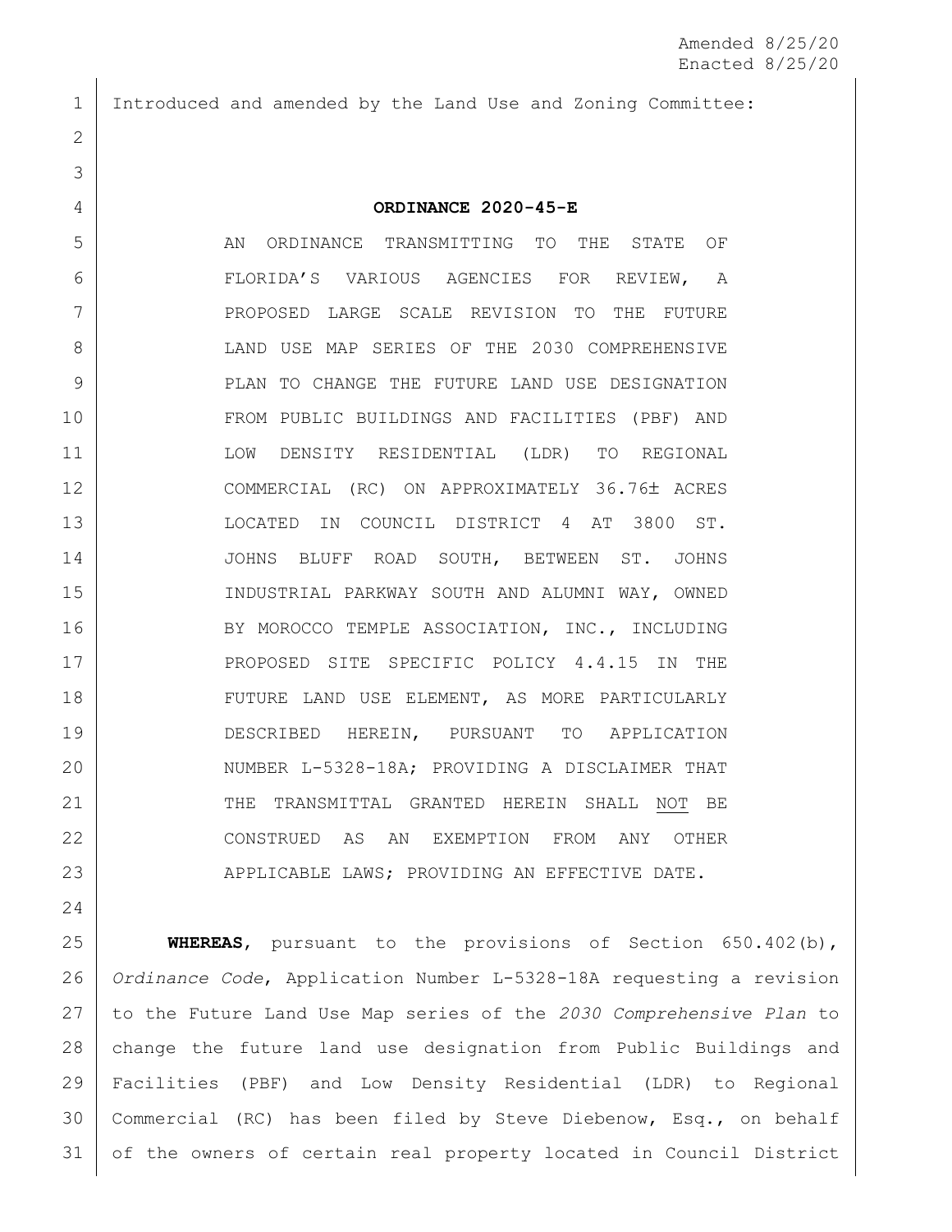Amended 8/25/20
Enacted 8/25/20

Introduced and amended by the Land Use and Zoning Committee:

**ORDINANCE 2020-45-E**

AN ORDINANCE TRANSMITTING TO THE STATE OF FLORIDA'S VARIOUS AGENCIES FOR REVIEW, A PROPOSED LARGE SCALE REVISION TO THE FUTURE LAND USE MAP SERIES OF THE 2030 COMPREHENSIVE PLAN TO CHANGE THE FUTURE LAND USE DESIGNATION FROM PUBLIC BUILDINGS AND FACILITIES (PBF) AND LOW DENSITY RESIDENTIAL (LDR) TO REGIONAL COMMERCIAL (RC) ON APPROXIMATELY 36.76± ACRES LOCATED IN COUNCIL DISTRICT 4 AT 3800 ST. JOHNS BLUFF ROAD SOUTH, BETWEEN ST. JOHNS INDUSTRIAL PARKWAY SOUTH AND ALUMNI WAY, OWNED BY MOROCCO TEMPLE ASSOCIATION, INC., INCLUDING PROPOSED SITE SPECIFIC POLICY 4.4.15 IN THE FUTURE LAND USE ELEMENT, AS MORE PARTICULARLY DESCRIBED HEREIN, PURSUANT TO APPLICATION NUMBER L-5328-18A; PROVIDING A DISCLAIMER THAT THE TRANSMITTAL GRANTED HEREIN SHALL <u>NOT</u> BE CONSTRUED AS AN EXEMPTION FROM ANY OTHER APPLICABLE LAWS; PROVIDING AN EFFECTIVE DATE.

**WHEREAS**, pursuant to the provisions of Section 650.402(b), *Ordinance Code*, Application Number L-5328-18A requesting a revision to the Future Land Use Map series of the *2030 Comprehensive Plan* to change the future land use designation from Public Buildings and Facilities (PBF) and Low Density Residential (LDR) to Regional Commercial (RC) has been filed by Steve Diebenow, Esq., on behalf of the owners of certain real property located in Council District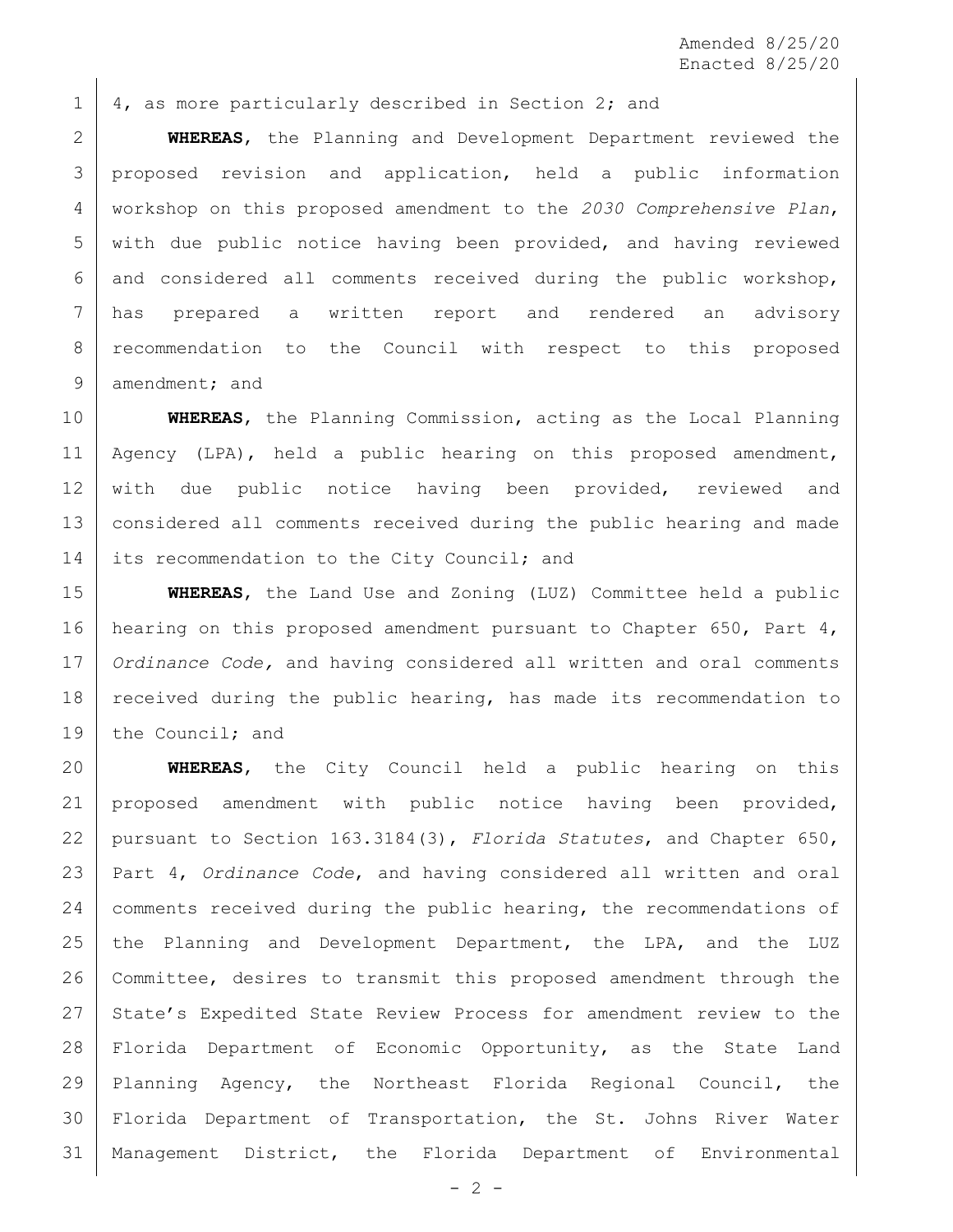4, as more particularly described in Section 2; and

**WHEREAS**, the Planning and Development Department reviewed the proposed revision and application, held a public information workshop on this proposed amendment to the *2030 Comprehensive Plan*, with due public notice having been provided, and having reviewed and considered all comments received during the public workshop, has prepared a written report and rendered an advisory recommendation to the Council with respect to this proposed amendment; and

**WHEREAS**, the Planning Commission, acting as the Local Planning Agency (LPA), held a public hearing on this proposed amendment, with due public notice having been provided, reviewed and considered all comments received during the public hearing and made its recommendation to the City Council; and

**WHEREAS**, the Land Use and Zoning (LUZ) Committee held a public hearing on this proposed amendment pursuant to Chapter 650, Part 4, *Ordinance Code,* and having considered all written and oral comments received during the public hearing, has made its recommendation to the Council; and

**WHEREAS**, the City Council held a public hearing on this proposed amendment with public notice having been provided, pursuant to Section 163.3184(3), *Florida Statutes*, and Chapter 650, Part 4, *Ordinance Code*, and having considered all written and oral comments received during the public hearing, the recommendations of the Planning and Development Department, the LPA, and the LUZ Committee, desires to transmit this proposed amendment through the State's Expedited State Review Process for amendment review to the Florida Department of Economic Opportunity, as the State Land Planning Agency, the Northeast Florida Regional Council, the Florida Department of Transportation, the St. Johns River Water Management District, the Florida Department of Environmental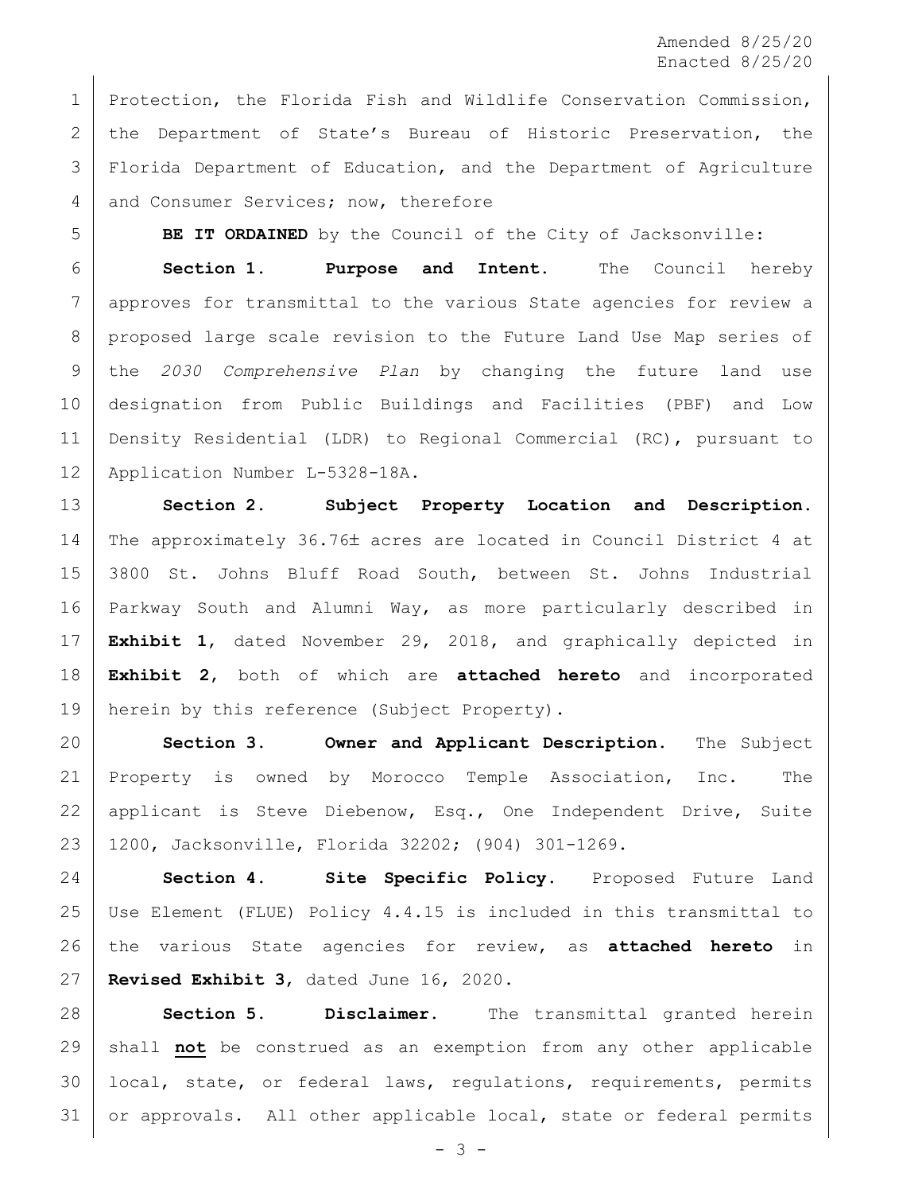Protection, the Florida Fish and Wildlife Conservation Commission, the Department of State's Bureau of Historic Preservation, the Florida Department of Education, and the Department of Agriculture and Consumer Services; now, therefore

**BE IT ORDAINED** by the Council of the City of Jacksonville:

**Section 1. Purpose and Intent.** The Council hereby approves for transmittal to the various State agencies for review a proposed large scale revision to the Future Land Use Map series of the *2030 Comprehensive Plan* by changing the future land use designation from Public Buildings and Facilities (PBF) and Low Density Residential (LDR) to Regional Commercial (RC), pursuant to Application Number L-5328-18A.

**Section 2. Subject Property Location and Description.** The approximately 36.76± acres are located in Council District 4 at 3800 St. Johns Bluff Road South, between St. Johns Industrial Parkway South and Alumni Way, as more particularly described in **Exhibit 1**, dated November 29, 2018, and graphically depicted in **Exhibit 2**, both of which are **attached hereto** and incorporated herein by this reference (Subject Property).

**Section 3. Owner and Applicant Description.** The Subject Property is owned by Morocco Temple Association, Inc. The applicant is Steve Diebenow, Esq., One Independent Drive, Suite 1200, Jacksonville, Florida 32202; (904) 301-1269.

**Section 4. Site Specific Policy.** Proposed Future Land Use Element (FLUE) Policy 4.4.15 is included in this transmittal to the various State agencies for review, as **attached hereto** in **Revised Exhibit 3**, dated June 16, 2020.

**Section 5. Disclaimer.** The transmittal granted herein shall **not** be construed as an exemption from any other applicable local, state, or federal laws, regulations, requirements, permits or approvals. All other applicable local, state or federal permits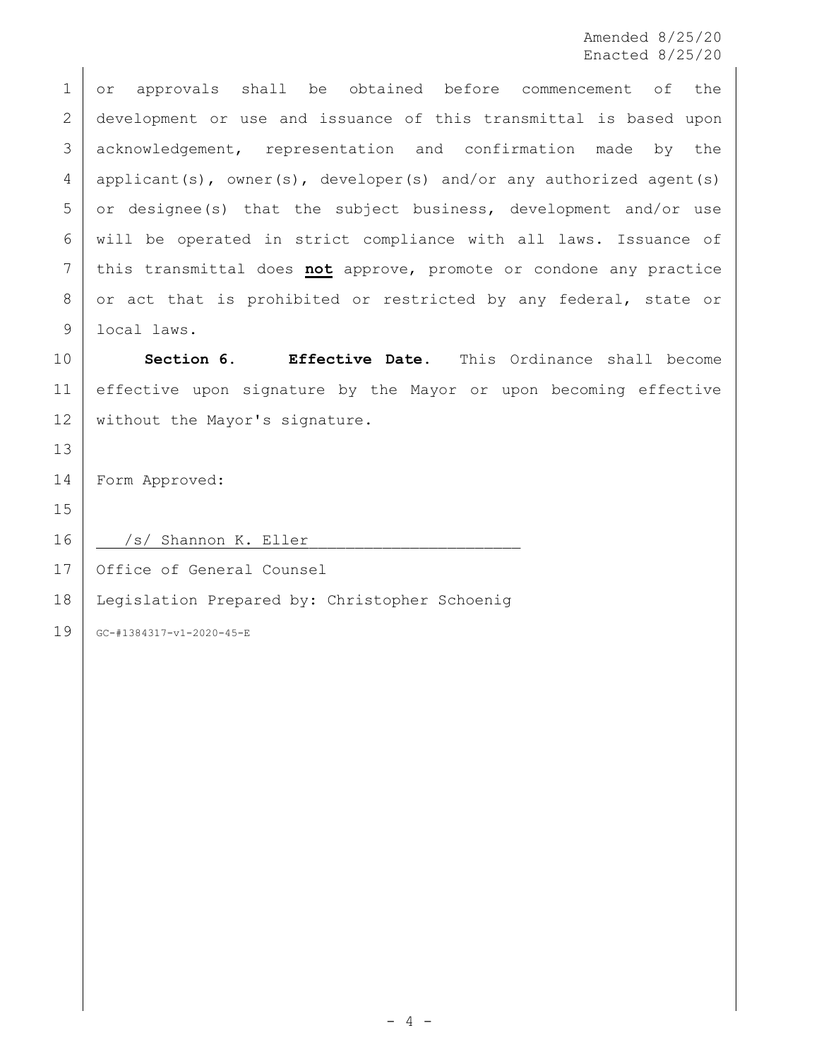or approvals shall be obtained before commencement of the development or use and issuance of this transmittal is based upon acknowledgement, representation and confirmation made by the applicant(s), owner(s), developer(s) and/or any authorized agent(s) or designee(s) that the subject business, development and/or use will be operated in strict compliance with all laws. Issuance of this transmittal does **not** approve, promote or condone any practice or act that is prohibited or restricted by any federal, state or local laws.

**Section 6. Effective Date.** This Ordinance shall become effective upon signature by the Mayor or upon becoming effective without the Mayor's signature.

Form Approved:

/s/ Shannon K. Eller

Office of General Counsel

Legislation Prepared by: Christopher Schoenig

GC-#1384317-v1-2020-45-E